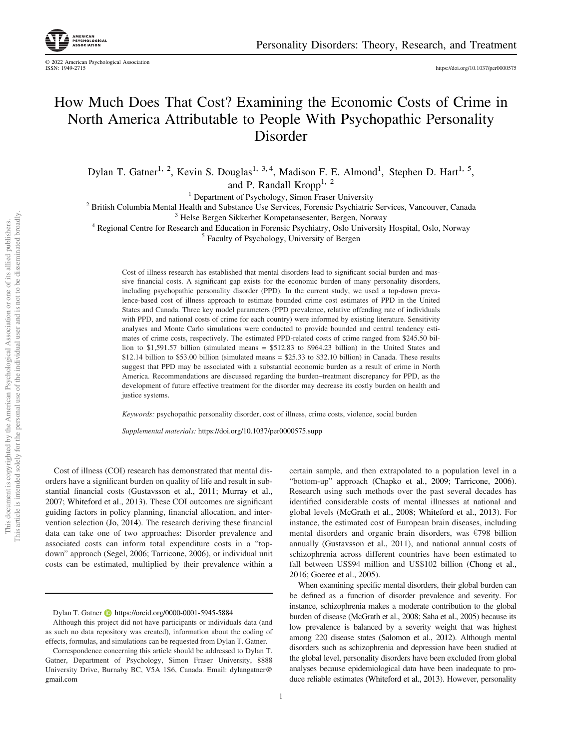# How Much Does That Cost? Examining the Economic Costs of Crime in North America Attributable to People With Psychopathic Personality Disorder

Dylan T. Gatner[1, 2], Kevin S. Douglas[1, 3, 4], Madison F. E. Almond[1], Stephen D. Hart[1, 5], and P. Randall Kropp[1, 2]

[1] Department of Psychology, Simon Fraser University
[2] British Columbia Mental Health and Substance Use Services, Forensic Psychiatric Services, Vancouver, Canada
[3] Helse Bergen Sikkerhet Kompetansesenter, Bergen, Norway
[4] Regional Centre for Research and Education in Forensic Psychiatry, Oslo University Hospital, Oslo, Norway
[5] Faculty of Psychology, University of Bergen

Cost of illness research has established that mental disorders lead to significant social burden and massive financial costs. A significant gap exists for the economic burden of many personality disorders, including psychopathic personality disorder (PPD). In the current study, we used a top-down prevalence-based cost of illness approach to estimate bounded crime cost estimates of PPD in the United States and Canada. Three key model parameters (PPD prevalence, relative offending rate of individuals with PPD, and national costs of crime for each country) were informed by existing literature. Sensitivity analyses and Monte Carlo simulations were conducted to provide bounded and central tendency estimates of crime costs, respectively. The estimated PPD-related costs of crime ranged from $245.50 billion to $1,591.57 billion (simulated means = $512.83 to $964.23 billion) in the United States and $12.14 billion to $53.00 billion (simulated means = $25.33 to $32.10 billion) in Canada. These results suggest that PPD may be associated with a substantial economic burden as a result of crime in North America. Recommendations are discussed regarding the burden–treatment discrepancy for PPD, as the development of future effective treatment for the disorder may decrease its costly burden on health and justice systems.

*Keywords:* psychopathic personality disorder, cost of illness, crime costs, violence, social burden

*Supplemental materials:* https://doi.org/10.1037/per0000575.supp

Cost of illness (COI) research has demonstrated that mental disorders have a significant burden on quality of life and result in substantial financial costs (Gustavsson et al., 2011; Murray et al., 2007; Whiteford et al., 2013). These COI outcomes are significant guiding factors in policy planning, financial allocation, and intervention selection (Jo, 2014). The research deriving these financial data can take one of two approaches: Disorder prevalence and associated costs can inform total expenditure costs in a "top-down" approach (Segel, 2006; Tarricone, 2006), or individual unit costs can be estimated, multiplied by their prevalence within a certain sample, and then extrapolated to a population level in a "bottom-up" approach (Chapko et al., 2009; Tarricone, 2006). Research using such methods over the past several decades has identified considerable costs of mental illnesses at national and global levels (McGrath et al., 2008; Whiteford et al., 2013). For instance, the estimated cost of European brain diseases, including mental disorders and organic brain disorders, was €798 billion annually (Gustavsson et al., 2011), and national annual costs of schizophrenia across different countries have been estimated to fall between US$94 million and US$102 billion (Chong et al., 2016; Goeree et al., 2005).

When examining specific mental disorders, their global burden can be defined as a function of disorder prevalence and severity. For instance, schizophrenia makes a moderate contribution to the global burden of disease (McGrath et al., 2008; Saha et al., 2005) because its low prevalence is balanced by a severity weight that was highest among 220 disease states (Salomon et al., 2012). Although mental disorders such as schizophrenia and depression have been studied at the global level, personality disorders have been excluded from global analyses because epidemiological data have been inadequate to produce reliable estimates (Whiteford et al., 2013). However, personality

---

Dylan T. Gatner https://orcid.org/0000-0001-5945-5884

Although this project did not have participants or individuals data (and as such no data repository was created), information about the coding of effects, formulas, and simulations can be requested from Dylan T. Gatner.

Correspondence concerning this article should be addressed to Dylan T. Gatner, Department of Psychology, Simon Fraser University, 8888 University Drive, Burnaby BC, V5A 1S6, Canada. Email: dylangatner@gmail.com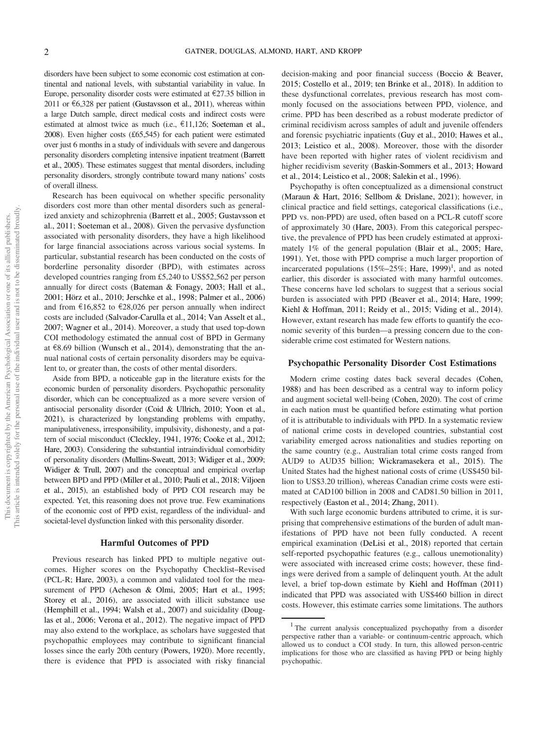disorders have been subject to some economic cost estimation at continental and national levels, with substantial variability in value. In Europe, personality disorder costs were estimated at €27.35 billion in 2011 or €6,328 per patient (Gustavsson et al., 2011), whereas within a large Dutch sample, direct medical costs and indirect costs were estimated at almost twice as much (i.e., €11,126; Soeteman et al., 2008). Even higher costs (£65,545) for each patient were estimated over just 6 months in a study of individuals with severe and dangerous personality disorders completing intensive inpatient treatment (Barrett et al., 2005). These estimates suggest that mental disorders, including personality disorders, strongly contribute toward many nations' costs of overall illness.

Research has been equivocal on whether specific personality disorders cost more than other mental disorders such as generalized anxiety and schizophrenia (Barrett et al., 2005; Gustavsson et al., 2011; Soeteman et al., 2008). Given the pervasive dysfunction associated with personality disorders, they have a high likelihood for large financial associations across various social systems. In particular, substantial research has been conducted on the costs of borderline personality disorder (BPD), with estimates across developed countries ranging from £5,240 to US$52,562 per person annually for direct costs (Bateman & Fonagy, 2003; Hall et al., 2001; Hörz et al., 2010; Jerschke et al., 1998; Palmer et al., 2006) and from €16,852 to €28,026 per person annually when indirect costs are included (Salvador-Carulla et al., 2014; Van Asselt et al., 2007; Wagner et al., 2014). Moreover, a study that used top-down COI methodology estimated the annual cost of BPD in Germany at €8.69 billion (Wunsch et al., 2014), demonstrating that the annual national costs of certain personality disorders may be equivalent to, or greater than, the costs of other mental disorders.

Aside from BPD, a noticeable gap in the literature exists for the economic burden of personality disorders. Psychopathic personality disorder, which can be conceptualized as a more severe version of antisocial personality disorder (Coid & Ullrich, 2010; Yoon et al., 2021), is characterized by longstanding problems with empathy, manipulativeness, irresponsibility, impulsivity, dishonesty, and a pattern of social misconduct (Cleckley, 1941, 1976; Cooke et al., 2012; Hare, 2003). Considering the substantial intraindividual comorbidity of personality disorders (Mullins-Sweatt, 2013; Widiger et al., 2009; Widiger & Trull, 2007) and the conceptual and empirical overlap between BPD and PPD (Miller et al., 2010; Pauli et al., 2018; Viljoen et al., 2015), an established body of PPD COI research may be expected. Yet, this reasoning does not prove true. Few examinations of the economic cost of PPD exist, regardless of the individual- and societal-level dysfunction linked with this personality disorder.

## Harmful Outcomes of PPD

Previous research has linked PPD to multiple negative outcomes. Higher scores on the Psychopathy Checklist–Revised (PCL-R; Hare, 2003), a common and validated tool for the measurement of PPD (Acheson & Olmi, 2005; Hart et al., 1995; Storey et al., 2016), are associated with illicit substance use (Hemphill et al., 1994; Walsh et al., 2007) and suicidality (Douglas et al., 2006; Verona et al., 2012). The negative impact of PPD may also extend to the workplace, as scholars have suggested that psychopathic employees may contribute to significant financial losses since the early 20th century (Powers, 1920). More recently, there is evidence that PPD is associated with risky financial decision-making and poor financial success (Boccio & Beaver, 2015; Costello et al., 2019; ten Brinke et al., 2018). In addition to these dysfunctional correlates, previous research has most commonly focused on the associations between PPD, violence, and crime. PPD has been described as a robust moderate predictor of criminal recidivism across samples of adult and juvenile offenders and forensic psychiatric inpatients (Guy et al., 2010; Hawes et al., 2013; Leistico et al., 2008). Moreover, those with the disorder have been reported with higher rates of violent recidivism and higher recidivism severity (Baskin-Sommers et al., 2013; Howard et al., 2014; Leistico et al., 2008; Salekin et al., 1996).

Psychopathy is often conceptualized as a dimensional construct (Maraun & Hart, 2016; Sellbom & Drislane, 2021); however, in clinical practice and field settings, categorical classifications (i.e., PPD vs. non-PPD) are used, often based on a PCL-R cutoff score of approximately 30 (Hare, 2003). From this categorical perspective, the prevalence of PPD has been crudely estimated at approximately 1% of the general population (Blair et al., 2005; Hare, 1991). Yet, those with PPD comprise a much larger proportion of incarcerated populations (15%–25%; Hare, 1999)[1], and as noted earlier, this disorder is associated with many harmful outcomes. These concerns have led scholars to suggest that a serious social burden is associated with PPD (Beaver et al., 2014; Hare, 1999; Kiehl & Hoffman, 2011; Reidy et al., 2015; Viding et al., 2014). However, extant research has made few efforts to quantify the economic severity of this burden—a pressing concern due to the considerable crime cost estimated for Western nations.

## Psychopathic Personality Disorder Cost Estimations

Modern crime costing dates back several decades (Cohen, 1988) and has been described as a central way to inform policy and augment societal well-being (Cohen, 2020). The cost of crime in each nation must be quantified before estimating what portion of it is attributable to individuals with PPD. In a systematic review of national crime costs in developed countries, substantial cost variability emerged across nationalities and studies reporting on the same country (e.g., Australian total crime costs ranged from AUD9 to AUD35 billion; Wickramasekera et al., 2015). The United States had the highest national costs of crime (US$450 billion to US$3.20 trillion), whereas Canadian crime costs were estimated at CAD100 billion in 2008 and CAD81.50 billion in 2011, respectively (Easton et al., 2014; Zhang, 2011).

With such large economic burdens attributed to crime, it is surprising that comprehensive estimations of the burden of adult manifestations of PPD have not been fully conducted. A recent empirical examination (DeLisi et al., 2018) reported that certain self-reported psychopathic features (e.g., callous unemotionality) were associated with increased crime costs; however, these findings were derived from a sample of delinquent youth. At the adult level, a brief top-down estimate by Kiehl and Hoffman (2011) indicated that PPD was associated with US$460 billion in direct costs. However, this estimate carries some limitations. The authors

[1] The current analysis conceptualized psychopathy from a disorder perspective rather than a variable- or continuum-centric approach, which allowed us to conduct a COI study. In turn, this allowed person-centric implications for those who are classified as having PPD or being highly psychopathic.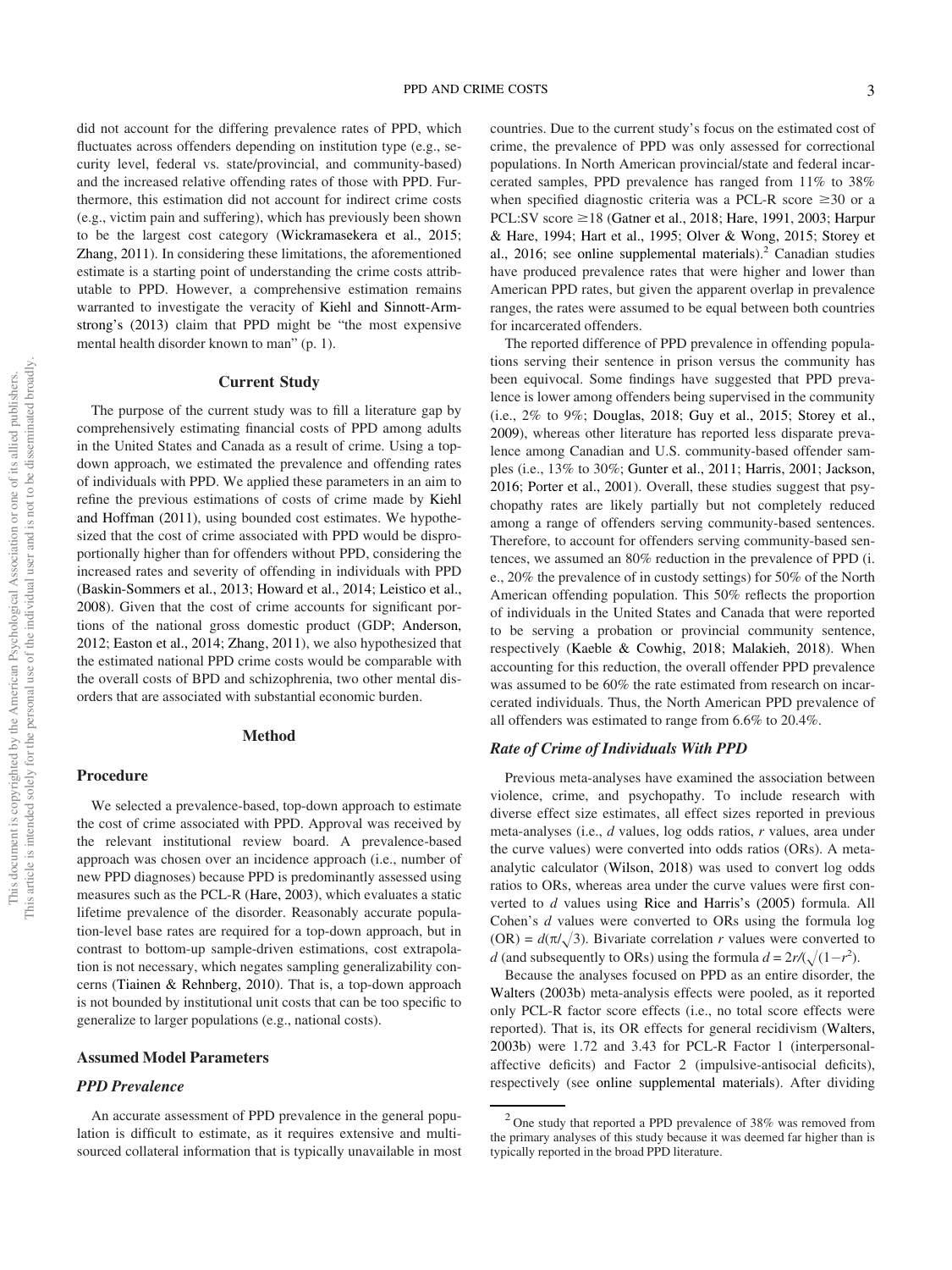did not account for the differing prevalence rates of PPD, which fluctuates across offenders depending on institution type (e.g., security level, federal vs. state/provincial, and community-based) and the increased relative offending rates of those with PPD. Furthermore, this estimation did not account for indirect crime costs (e.g., victim pain and suffering), which has previously been shown to be the largest cost category (Wickramasekera et al., 2015; Zhang, 2011). In considering these limitations, the aforementioned estimate is a starting point of understanding the crime costs attributable to PPD. However, a comprehensive estimation remains warranted to investigate the veracity of Kiehl and Sinnott-Armstrong's (2013) claim that PPD might be "the most expensive mental health disorder known to man" (p. 1).

## Current Study

The purpose of the current study was to fill a literature gap by comprehensively estimating financial costs of PPD among adults in the United States and Canada as a result of crime. Using a top-down approach, we estimated the prevalence and offending rates of individuals with PPD. We applied these parameters in an aim to refine the previous estimations of costs of crime made by Kiehl and Hoffman (2011), using bounded cost estimates. We hypothesized that the cost of crime associated with PPD would be disproportionally higher than for offenders without PPD, considering the increased rates and severity of offending in individuals with PPD (Baskin-Sommers et al., 2013; Howard et al., 2014; Leistico et al., 2008). Given that the cost of crime accounts for significant portions of the national gross domestic product (GDP; Anderson, 2012; Easton et al., 2014; Zhang, 2011), we also hypothesized that the estimated national PPD crime costs would be comparable with the overall costs of BPD and schizophrenia, two other mental disorders that are associated with substantial economic burden.

## Method

### Procedure

We selected a prevalence-based, top-down approach to estimate the cost of crime associated with PPD. Approval was received by the relevant institutional review board. A prevalence-based approach was chosen over an incidence approach (i.e., number of new PPD diagnoses) because PPD is predominantly assessed using measures such as the PCL-R (Hare, 2003), which evaluates a static lifetime prevalence of the disorder. Reasonably accurate population-level base rates are required for a top-down approach, but in contrast to bottom-up sample-driven estimations, cost extrapolation is not necessary, which negates sampling generalizability concerns (Tiainen & Rehnberg, 2010). That is, a top-down approach is not bounded by institutional unit costs that can be too specific to generalize to larger populations (e.g., national costs).

### Assumed Model Parameters

#### *PPD Prevalence*

An accurate assessment of PPD prevalence in the general population is difficult to estimate, as it requires extensive and multi-sourced collateral information that is typically unavailable in most countries. Due to the current study's focus on the estimated cost of crime, the prevalence of PPD was only assessed for correctional populations. In North American provincial/state and federal incarcerated samples, PPD prevalence has ranged from 11% to 38% when specified diagnostic criteria was a PCL-R score ≥30 or a PCL:SV score ≥18 (Gatner et al., 2018; Hare, 1991, 2003; Harpur & Hare, 1994; Hart et al., 1995; Olver & Wong, 2015; Storey et al., 2016; see online supplemental materials).[2] Canadian studies have produced prevalence rates that were higher and lower than American PPD rates, but given the apparent overlap in prevalence ranges, the rates were assumed to be equal between both countries for incarcerated offenders.

The reported difference of PPD prevalence in offending populations serving their sentence in prison versus the community has been equivocal. Some findings have suggested that PPD prevalence is lower among offenders being supervised in the community (i.e., 2% to 9%; Douglas, 2018; Guy et al., 2015; Storey et al., 2009), whereas other literature has reported less disparate prevalence among Canadian and U.S. community-based offender samples (i.e., 13% to 30%; Gunter et al., 2011; Harris, 2001; Jackson, 2016; Porter et al., 2001). Overall, these studies suggest that psychopathy rates are likely partially but not completely reduced among a range of offenders serving community-based sentences. Therefore, to account for offenders serving community-based sentences, we assumed an 80% reduction in the prevalence of PPD (i.e., 20% the prevalence of in custody settings) for 50% of the North American offending population. This 50% reflects the proportion of individuals in the United States and Canada that were reported to be serving a probation or provincial community sentence, respectively (Kaeble & Cowhig, 2018; Malakieh, 2018). When accounting for this reduction, the overall offender PPD prevalence was assumed to be 60% the rate estimated from research on incarcerated individuals. Thus, the North American PPD prevalence of all offenders was estimated to range from 6.6% to 20.4%.

#### *Rate of Crime of Individuals With PPD*

Previous meta-analyses have examined the association between violence, crime, and psychopathy. To include research with diverse effect size estimates, all effect sizes reported in previous meta-analyses (i.e., $d$ values, log odds ratios, $r$ values, area under the curve values) were converted into odds ratios (ORs). A meta-analytic calculator (Wilson, 2018) was used to convert log odds ratios to ORs, whereas area under the curve values were first converted to $d$ values using Rice and Harris's (2005) formula. All Cohen's $d$ values were converted to ORs using the formula $\log(\mathrm{OR}) = d(\pi/\sqrt{3})$. Bivariate correlation $r$ values were converted to $d$ (and subsequently to ORs) using the formula $d = 2r/(\sqrt{(1-r^2)})$.

Because the analyses focused on PPD as an entire disorder, the Walters (2003b) meta-analysis effects were pooled, as it reported only PCL-R factor score effects (i.e., no total score effects were reported). That is, its OR effects for general recidivism (Walters, 2003b) were 1.72 and 3.43 for PCL-R Factor 1 (interpersonal-affective deficits) and Factor 2 (impulsive-antisocial deficits), respectively (see online supplemental materials). After dividing

[2] One study that reported a PPD prevalence of 38% was removed from the primary analyses of this study because it was deemed far higher than is typically reported in the broad PPD literature.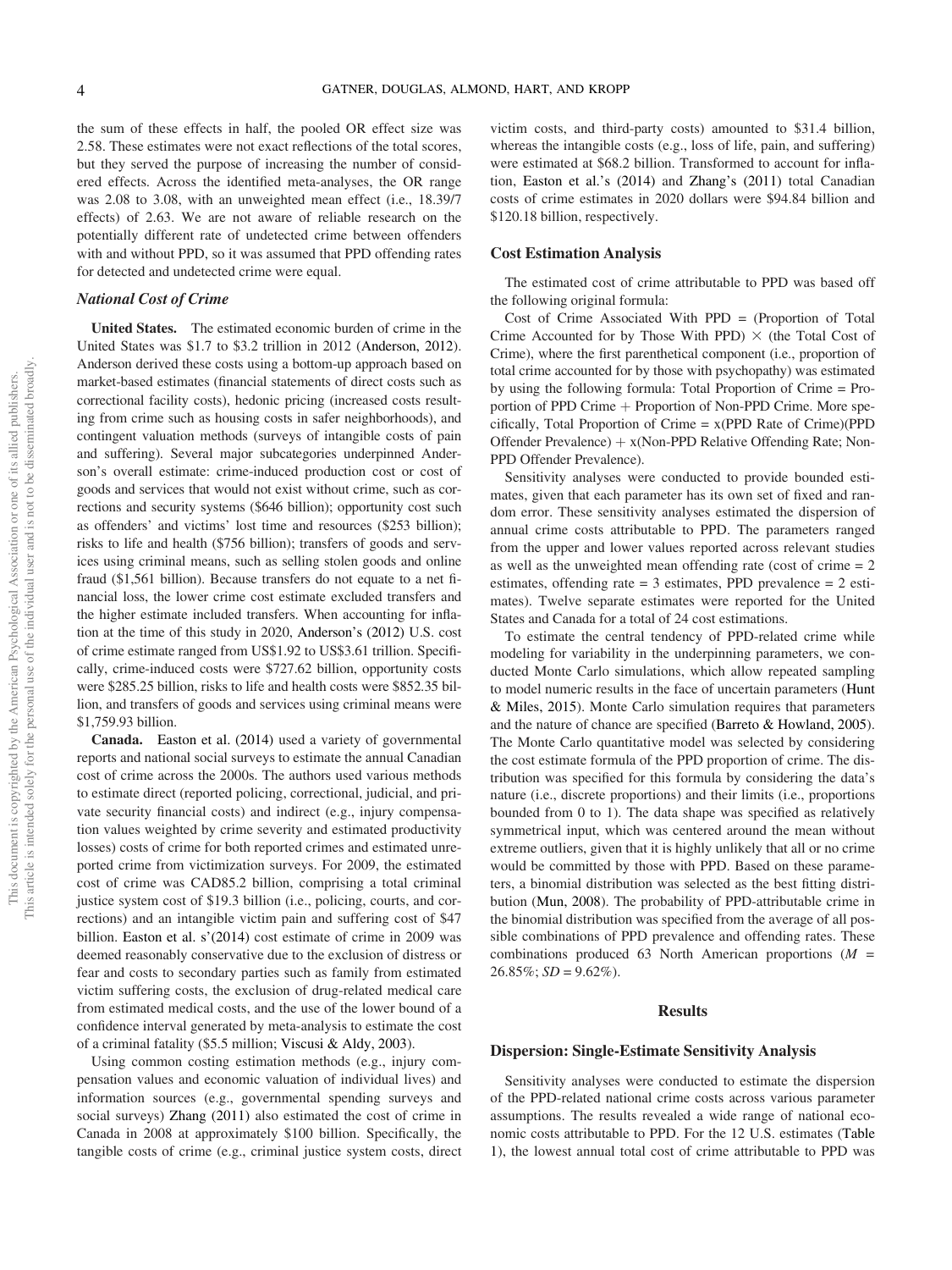the sum of these effects in half, the pooled OR effect size was 2.58. These estimates were not exact reflections of the total scores, but they served the purpose of increasing the number of considered effects. Across the identified meta-analyses, the OR range was 2.08 to 3.08, with an unweighted mean effect (i.e., 18.39/7 effects) of 2.63. We are not aware of reliable research on the potentially different rate of undetected crime between offenders with and without PPD, so it was assumed that PPD offending rates for detected and undetected crime were equal.

### *National Cost of Crime*

**United States.** The estimated economic burden of crime in the United States was $1.7 to $3.2 trillion in 2012 (Anderson, 2012). Anderson derived these costs using a bottom-up approach based on market-based estimates (financial statements of direct costs such as correctional facility costs), hedonic pricing (increased costs resulting from crime such as housing costs in safer neighborhoods), and contingent valuation methods (surveys of intangible costs of pain and suffering). Several major subcategories underpinned Anderson's overall estimate: crime-induced production cost or cost of goods and services that would not exist without crime, such as corrections and security systems ($646 billion); opportunity cost such as offenders' and victims' lost time and resources ($253 billion); risks to life and health ($756 billion); transfers of goods and services using criminal means, such as selling stolen goods and online fraud ($1,561 billion). Because transfers do not equate to a net financial loss, the lower crime cost estimate excluded transfers and the higher estimate included transfers. When accounting for inflation at the time of this study in 2020, Anderson's (2012) U.S. cost of crime estimate ranged from US$1.92 to US$3.61 trillion. Specifically, crime-induced costs were $727.62 billion, opportunity costs were $285.25 billion, risks to life and health costs were $852.35 billion, and transfers of goods and services using criminal means were $1,759.93 billion.

**Canada.** Easton et al. (2014) used a variety of governmental reports and national social surveys to estimate the annual Canadian cost of crime across the 2000s. The authors used various methods to estimate direct (reported policing, correctional, judicial, and private security financial costs) and indirect (e.g., injury compensation values weighted by crime severity and estimated productivity losses) costs of crime for both reported crimes and estimated unreported crime from victimization surveys. For 2009, the estimated cost of crime was CAD85.2 billion, comprising a total criminal justice system cost of $19.3 billion (i.e., policing, courts, and corrections) and an intangible victim pain and suffering cost of $47 billion. Easton et al. s'(2014) cost estimate of crime in 2009 was deemed reasonably conservative due to the exclusion of distress or fear and costs to secondary parties such as family from estimated victim suffering costs, the exclusion of drug-related medical care from estimated medical costs, and the use of the lower bound of a confidence interval generated by meta-analysis to estimate the cost of a criminal fatality ($5.5 million; Viscusi & Aldy, 2003).

Using common costing estimation methods (e.g., injury compensation values and economic valuation of individual lives) and information sources (e.g., governmental spending surveys and social surveys) Zhang (2011) also estimated the cost of crime in Canada in 2008 at approximately $100 billion. Specifically, the tangible costs of crime (e.g., criminal justice system costs, direct victim costs, and third-party costs) amounted to $31.4 billion, whereas the intangible costs (e.g., loss of life, pain, and suffering) were estimated at $68.2 billion. Transformed to account for inflation, Easton et al.'s (2014) and Zhang's (2011) total Canadian costs of crime estimates in 2020 dollars were $94.84 billion and $120.18 billion, respectively.

### Cost Estimation Analysis

The estimated cost of crime attributable to PPD was based off the following original formula:

Cost of Crime Associated With PPD = (Proportion of Total Crime Accounted for by Those With PPD) × (the Total Cost of Crime), where the first parenthetical component (i.e., proportion of total crime accounted for by those with psychopathy) was estimated by using the following formula: Total Proportion of Crime = Proportion of PPD Crime + Proportion of Non-PPD Crime. More specifically, Total Proportion of Crime = x(PPD Rate of Crime)(PPD Offender Prevalence) + x(Non-PPD Relative Offending Rate; Non-PPD Offender Prevalence).

Sensitivity analyses were conducted to provide bounded estimates, given that each parameter has its own set of fixed and random error. These sensitivity analyses estimated the dispersion of annual crime costs attributable to PPD. The parameters ranged from the upper and lower values reported across relevant studies as well as the unweighted mean offending rate (cost of crime = 2 estimates, offending rate = 3 estimates, PPD prevalence = 2 estimates). Twelve separate estimates were reported for the United States and Canada for a total of 24 cost estimations.

To estimate the central tendency of PPD-related crime while modeling for variability in the underpinning parameters, we conducted Monte Carlo simulations, which allow repeated sampling to model numeric results in the face of uncertain parameters (Hunt & Miles, 2015). Monte Carlo simulation requires that parameters and the nature of chance are specified (Barreto & Howland, 2005). The Monte Carlo quantitative model was selected by considering the cost estimate formula of the PPD proportion of crime. The distribution was specified for this formula by considering the data's nature (i.e., discrete proportions) and their limits (i.e., proportions bounded from 0 to 1). The data shape was specified as relatively symmetrical input, which was centered around the mean without extreme outliers, given that it is highly unlikely that all or no crime would be committed by those with PPD. Based on these parameters, a binomial distribution was selected as the best fitting distribution (Mun, 2008). The probability of PPD-attributable crime in the binomial distribution was specified from the average of all possible combinations of PPD prevalence and offending rates. These combinations produced 63 North American proportions ($M$ = 26.85%; $SD$ = 9.62%).

## Results

### Dispersion: Single-Estimate Sensitivity Analysis

Sensitivity analyses were conducted to estimate the dispersion of the PPD-related national crime costs across various parameter assumptions. The results revealed a wide range of national economic costs attributable to PPD. For the 12 U.S. estimates (Table 1), the lowest annual total cost of crime attributable to PPD was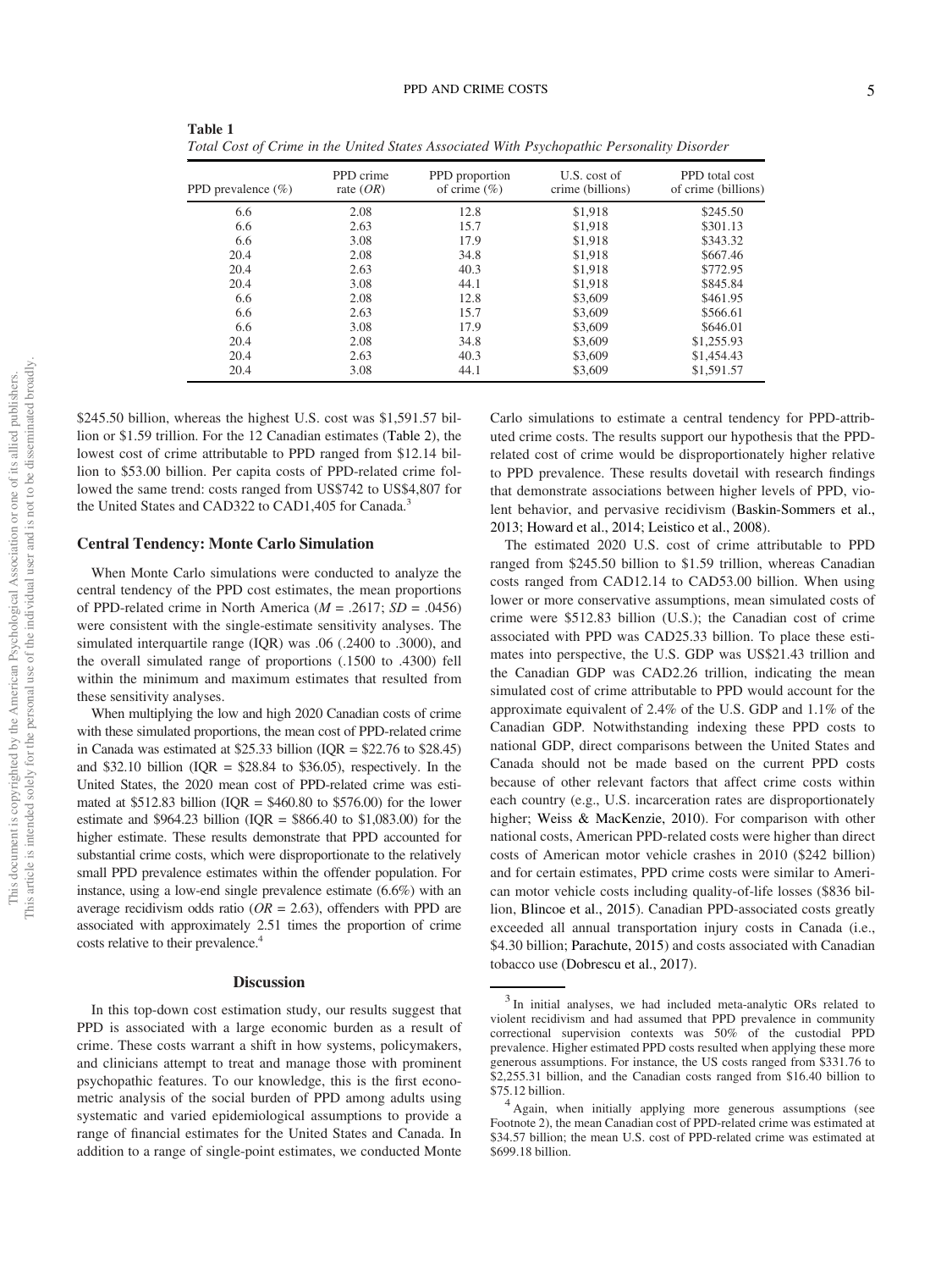**Table 1**
*Total Cost of Crime in the United States Associated With Psychopathic Personality Disorder*

| PPD prevalence (%) | PPD crime rate (*OR*) | PPD proportion of crime (%) | U.S. cost of crime (billions) | PPD total cost of crime (billions) |
|---|---|---|---|---|
| 6.6 | 2.08 | 12.8 | $1,918 | $245.50 |
| 6.6 | 2.63 | 15.7 | $1,918 | $301.13 |
| 6.6 | 3.08 | 17.9 | $1,918 | $343.32 |
| 20.4 | 2.08 | 34.8 | $1,918 | $667.46 |
| 20.4 | 2.63 | 40.3 | $1,918 | $772.95 |
| 20.4 | 3.08 | 44.1 | $1,918 | $845.84 |
| 6.6 | 2.08 | 12.8 | $3,609 | $461.95 |
| 6.6 | 2.63 | 15.7 | $3,609 | $566.61 |
| 6.6 | 3.08 | 17.9 | $3,609 | $646.01 |
| 20.4 | 2.08 | 34.8 | $3,609 | $1,255.93 |
| 20.4 | 2.63 | 40.3 | $3,609 | $1,454.43 |
| 20.4 | 3.08 | 44.1 | $3,609 | $1,591.57 |

$245.50 billion, whereas the highest U.S. cost was $1,591.57 billion or $1.59 trillion. For the 12 Canadian estimates (Table 2), the lowest cost of crime attributable to PPD ranged from $12.14 billion to $53.00 billion. Per capita costs of PPD-related crime followed the same trend: costs ranged from US$742 to US$4,807 for the United States and CAD322 to CAD1,405 for Canada.[3]

## Central Tendency: Monte Carlo Simulation

When Monte Carlo simulations were conducted to analyze the central tendency of the PPD cost estimates, the mean proportions of PPD-related crime in North America ($M = .2617$; $SD = .0456$) were consistent with the single-estimate sensitivity analyses. The simulated interquartile range (IQR) was .06 (.2400 to .3000), and the overall simulated range of proportions (.1500 to .4300) fell within the minimum and maximum estimates that resulted from these sensitivity analyses.

When multiplying the low and high 2020 Canadian costs of crime with these simulated proportions, the mean cost of PPD-related crime in Canada was estimated at $25.33 billion (IQR = $22.76 to $28.45) and $32.10 billion (IQR = $28.84 to $36.05), respectively. In the United States, the 2020 mean cost of PPD-related crime was estimated at $512.83 billion (IQR = $460.80 to $576.00) for the lower estimate and $964.23 billion (IQR = $866.40 to $1,083.00) for the higher estimate. These results demonstrate that PPD accounted for substantial crime costs, which were disproportionate to the relatively small PPD prevalence estimates within the offender population. For instance, using a low-end single prevalence estimate (6.6%) with an average recidivism odds ratio ($OR = 2.63$), offenders with PPD are associated with approximately 2.51 times the proportion of crime costs relative to their prevalence.[4]

# Discussion

In this top-down cost estimation study, our results suggest that PPD is associated with a large economic burden as a result of crime. These costs warrant a shift in how systems, policymakers, and clinicians attempt to treat and manage those with prominent psychopathic features. To our knowledge, this is the first econometric analysis of the social burden of PPD among adults using systematic and varied epidemiological assumptions to provide a range of financial estimates for the United States and Canada. In addition to a range of single-point estimates, we conducted Monte Carlo simulations to estimate a central tendency for PPD-attributed crime costs. The results support our hypothesis that the PPD-related cost of crime would be disproportionately higher relative to PPD prevalence. These results dovetail with research findings that demonstrate associations between higher levels of PPD, violent behavior, and pervasive recidivism (Baskin-Sommers et al., 2013; Howard et al., 2014; Leistico et al., 2008).

The estimated 2020 U.S. cost of crime attributable to PPD ranged from $245.50 billion to $1.59 trillion, whereas Canadian costs ranged from CAD12.14 to CAD53.00 billion. When using lower or more conservative assumptions, mean simulated costs of crime were $512.83 billion (U.S.); the Canadian cost of crime associated with PPD was CAD25.33 billion. To place these estimates into perspective, the U.S. GDP was US$21.43 trillion and the Canadian GDP was CAD2.26 trillion, indicating the mean simulated cost of crime attributable to PPD would account for the approximate equivalent of 2.4% of the U.S. GDP and 1.1% of the Canadian GDP. Notwithstanding indexing these PPD costs to national GDP, direct comparisons between the United States and Canada should not be made based on the current PPD costs because of other relevant factors that affect crime costs within each country (e.g., U.S. incarceration rates are disproportionately higher; Weiss & MacKenzie, 2010). For comparison with other national costs, American PPD-related costs were higher than direct costs of American motor vehicle crashes in 2010 ($242 billion) and for certain estimates, PPD crime costs were similar to American motor vehicle costs including quality-of-life losses ($836 billion, Blincoe et al., 2015). Canadian PPD-associated costs greatly exceeded all annual transportation injury costs in Canada (i.e., $4.30 billion; Parachute, 2015) and costs associated with Canadian tobacco use (Dobrescu et al., 2017).

[3] In initial analyses, we had included meta-analytic ORs related to violent recidivism and had assumed that PPD prevalence in community correctional supervision contexts was 50% of the custodial PPD prevalence. Higher estimated PPD costs resulted when applying these more generous assumptions. For instance, the US costs ranged from $331.76 to $2,255.31 billion, and the Canadian costs ranged from $16.40 billion to $75.12 billion.

[4] Again, when initially applying more generous assumptions (see Footnote 2), the mean Canadian cost of PPD-related crime was estimated at $34.57 billion; the mean U.S. cost of PPD-related crime was estimated at $699.18 billion.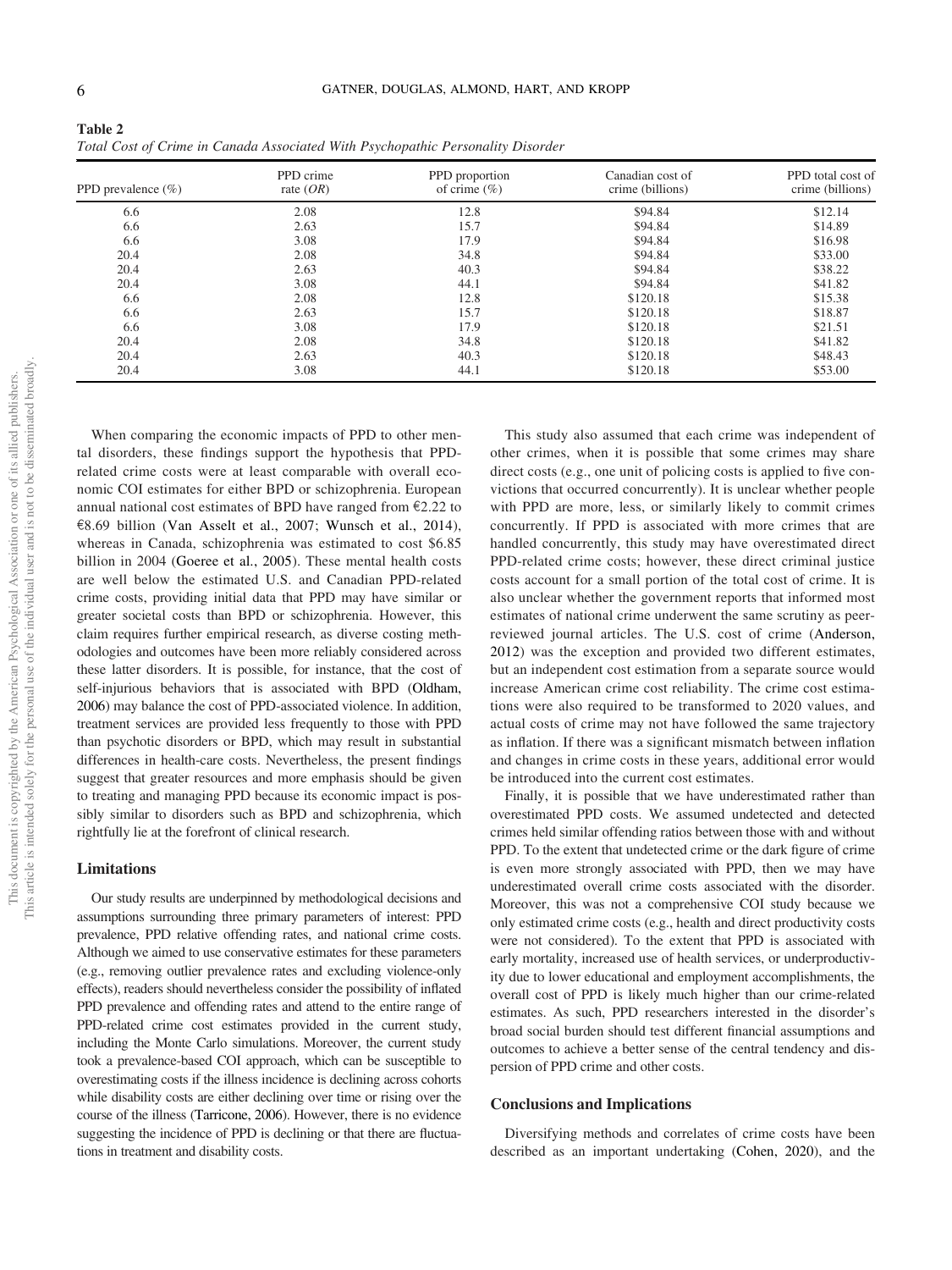**Table 2**
*Total Cost of Crime in Canada Associated With Psychopathic Personality Disorder*

| PPD prevalence (%) | PPD crime rate (*OR*) | PPD proportion of crime (%) | Canadian cost of crime (billions) | PPD total cost of crime (billions) |
|---|---|---|---|---|
| 6.6 | 2.08 | 12.8 | $94.84 | $12.14 |
| 6.6 | 2.63 | 15.7 | $94.84 | $14.89 |
| 6.6 | 3.08 | 17.9 | $94.84 | $16.98 |
| 20.4 | 2.08 | 34.8 | $94.84 | $33.00 |
| 20.4 | 2.63 | 40.3 | $94.84 | $38.22 |
| 20.4 | 3.08 | 44.1 | $94.84 | $41.82 |
| 6.6 | 2.08 | 12.8 | $120.18 | $15.38 |
| 6.6 | 2.63 | 15.7 | $120.18 | $18.87 |
| 6.6 | 3.08 | 17.9 | $120.18 | $21.51 |
| 20.4 | 2.08 | 34.8 | $120.18 | $41.82 |
| 20.4 | 2.63 | 40.3 | $120.18 | $48.43 |
| 20.4 | 3.08 | 44.1 | $120.18 | $53.00 |

When comparing the economic impacts of PPD to other mental disorders, these findings support the hypothesis that PPD-related crime costs were at least comparable with overall economic COI estimates for either BPD or schizophrenia. European annual national cost estimates of BPD have ranged from €2.22 to €8.69 billion (Van Asselt et al., 2007; Wunsch et al., 2014), whereas in Canada, schizophrenia was estimated to cost $6.85 billion in 2004 (Goeree et al., 2005). These mental health costs are well below the estimated U.S. and Canadian PPD-related crime costs, providing initial data that PPD may have similar or greater societal costs than BPD or schizophrenia. However, this claim requires further empirical research, as diverse costing methodologies and outcomes have been more reliably considered across these latter disorders. It is possible, for instance, that the cost of self-injurious behaviors that is associated with BPD (Oldham, 2006) may balance the cost of PPD-associated violence. In addition, treatment services are provided less frequently to those with PPD than psychotic disorders or BPD, which may result in substantial differences in health-care costs. Nevertheless, the present findings suggest that greater resources and more emphasis should be given to treating and managing PPD because its economic impact is possibly similar to disorders such as BPD and schizophrenia, which rightfully lie at the forefront of clinical research.

## Limitations

Our study results are underpinned by methodological decisions and assumptions surrounding three primary parameters of interest: PPD prevalence, PPD relative offending rates, and national crime costs. Although we aimed to use conservative estimates for these parameters (e.g., removing outlier prevalence rates and excluding violence-only effects), readers should nevertheless consider the possibility of inflated PPD prevalence and offending rates and attend to the entire range of PPD-related crime cost estimates provided in the current study, including the Monte Carlo simulations. Moreover, the current study took a prevalence-based COI approach, which can be susceptible to overestimating costs if the illness incidence is declining across cohorts while disability costs are either declining over time or rising over the course of the illness (Tarricone, 2006). However, there is no evidence suggesting the incidence of PPD is declining or that there are fluctuations in treatment and disability costs.

This study also assumed that each crime was independent of other crimes, when it is possible that some crimes may share direct costs (e.g., one unit of policing costs is applied to five convictions that occurred concurrently). It is unclear whether people with PPD are more, less, or similarly likely to commit crimes concurrently. If PPD is associated with more crimes that are handled concurrently, this study may have overestimated direct PPD-related crime costs; however, these direct criminal justice costs account for a small portion of the total cost of crime. It is also unclear whether the government reports that informed most estimates of national crime underwent the same scrutiny as peer-reviewed journal articles. The U.S. cost of crime (Anderson, 2012) was the exception and provided two different estimates, but an independent cost estimation from a separate source would increase American crime cost reliability. The crime cost estimations were also required to be transformed to 2020 values, and actual costs of crime may not have followed the same trajectory as inflation. If there was a significant mismatch between inflation and changes in crime costs in these years, additional error would be introduced into the current cost estimates.

Finally, it is possible that we have underestimated rather than overestimated PPD costs. We assumed undetected and detected crimes held similar offending ratios between those with and without PPD. To the extent that undetected crime or the dark figure of crime is even more strongly associated with PPD, then we may have underestimated overall crime costs associated with the disorder. Moreover, this was not a comprehensive COI study because we only estimated crime costs (e.g., health and direct productivity costs were not considered). To the extent that PPD is associated with early mortality, increased use of health services, or underproductivity due to lower educational and employment accomplishments, the overall cost of PPD is likely much higher than our crime-related estimates. As such, PPD researchers interested in the disorder's broad social burden should test different financial assumptions and outcomes to achieve a better sense of the central tendency and dispersion of PPD crime and other costs.

## Conclusions and Implications

Diversifying methods and correlates of crime costs have been described as an important undertaking (Cohen, 2020), and the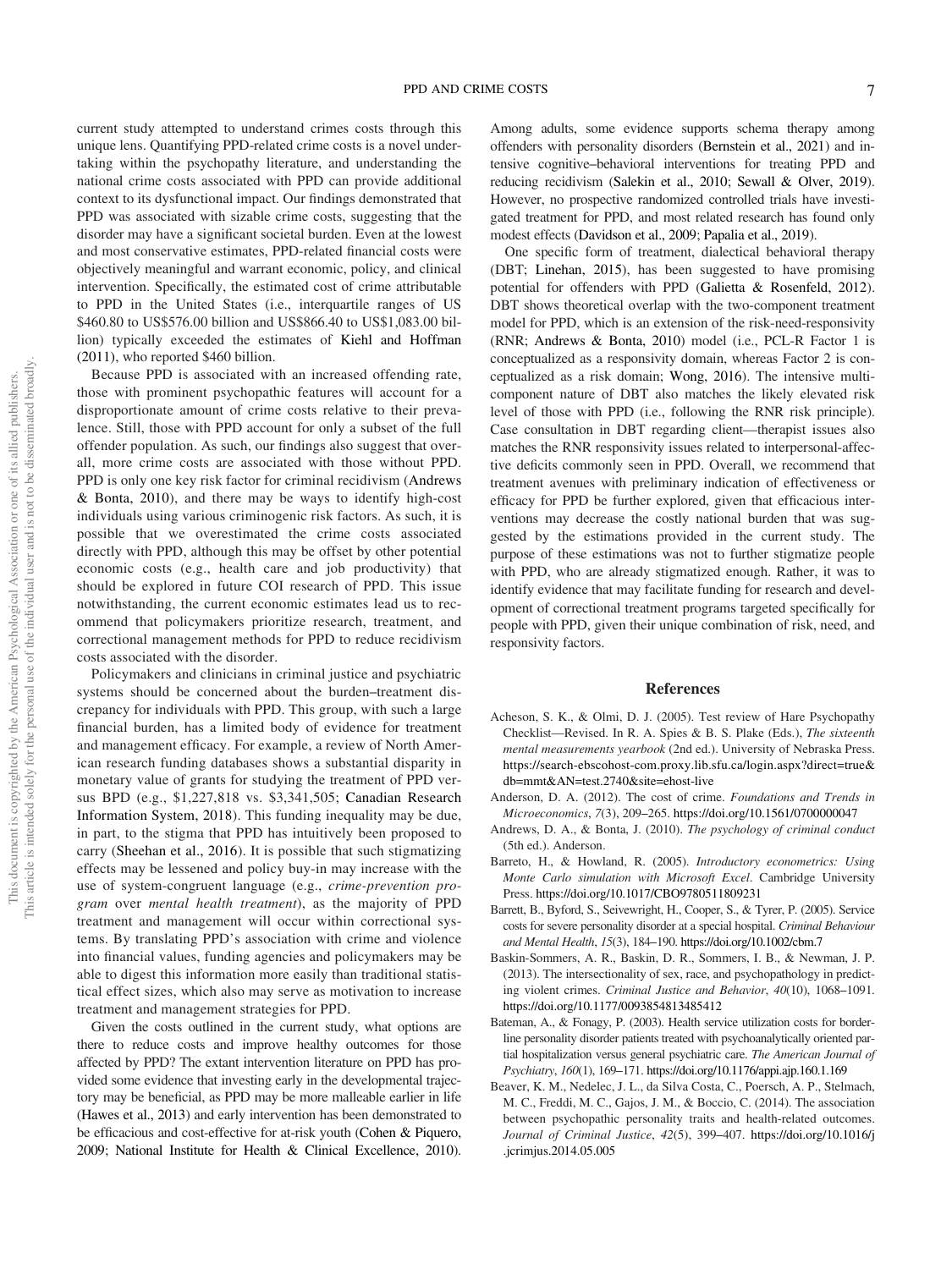current study attempted to understand crimes costs through this unique lens. Quantifying PPD-related crime costs is a novel undertaking within the psychopathy literature, and understanding the national crime costs associated with PPD can provide additional context to its dysfunctional impact. Our findings demonstrated that PPD was associated with sizable crime costs, suggesting that the disorder may have a significant societal burden. Even at the lowest and most conservative estimates, PPD-related financial costs were objectively meaningful and warrant economic, policy, and clinical intervention. Specifically, the estimated cost of crime attributable to PPD in the United States (i.e., interquartile ranges of US $460.80 to US$576.00 billion and US$866.40 to US$1,083.00 billion) typically exceeded the estimates of Kiehl and Hoffman (2011), who reported $460 billion.

Because PPD is associated with an increased offending rate, those with prominent psychopathic features will account for a disproportionate amount of crime costs relative to their prevalence. Still, those with PPD account for only a subset of the full offender population. As such, our findings also suggest that overall, more crime costs are associated with those without PPD. PPD is only one key risk factor for criminal recidivism (Andrews & Bonta, 2010), and there may be ways to identify high-cost individuals using various criminogenic risk factors. As such, it is possible that we overestimated the crime costs associated directly with PPD, although this may be offset by other potential economic costs (e.g., health care and job productivity) that should be explored in future COI research of PPD. This issue notwithstanding, the current economic estimates lead us to recommend that policymakers prioritize research, treatment, and correctional management methods for PPD to reduce recidivism costs associated with the disorder.

Policymakers and clinicians in criminal justice and psychiatric systems should be concerned about the burden–treatment discrepancy for individuals with PPD. This group, with such a large financial burden, has a limited body of evidence for treatment and management efficacy. For example, a review of North American research funding databases shows a substantial disparity in monetary value of grants for studying the treatment of PPD versus BPD (e.g., $1,227,818 vs. $3,341,505; Canadian Research Information System, 2018). This funding inequality may be due, in part, to the stigma that PPD has intuitively been proposed to carry (Sheehan et al., 2016). It is possible that such stigmatizing effects may be lessened and policy buy-in may increase with the use of system-congruent language (e.g., *crime-prevention program* over *mental health treatment*), as the majority of PPD treatment and management will occur within correctional systems. By translating PPD's association with crime and violence into financial values, funding agencies and policymakers may be able to digest this information more easily than traditional statistical effect sizes, which also may serve as motivation to increase treatment and management strategies for PPD.

Given the costs outlined in the current study, what options are there to reduce costs and improve healthy outcomes for those affected by PPD? The extant intervention literature on PPD has provided some evidence that investing early in the developmental trajectory may be beneficial, as PPD may be more malleable earlier in life (Hawes et al., 2013) and early intervention has been demonstrated to be efficacious and cost-effective for at-risk youth (Cohen & Piquero, 2009; National Institute for Health & Clinical Excellence, 2010). Among adults, some evidence supports schema therapy among offenders with personality disorders (Bernstein et al., 2021) and intensive cognitive–behavioral interventions for treating PPD and reducing recidivism (Salekin et al., 2010; Sewall & Olver, 2019). However, no prospective randomized controlled trials have investigated treatment for PPD, and most related research has found only modest effects (Davidson et al., 2009; Papalia et al., 2019).

One specific form of treatment, dialectical behavioral therapy (DBT; Linehan, 2015), has been suggested to have promising potential for offenders with PPD (Galietta & Rosenfeld, 2012). DBT shows theoretical overlap with the two-component treatment model for PPD, which is an extension of the risk-need-responsivity (RNR; Andrews & Bonta, 2010) model (i.e., PCL-R Factor 1 is conceptualized as a responsivity domain, whereas Factor 2 is conceptualized as a risk domain; Wong, 2016). The intensive multicomponent nature of DBT also matches the likely elevated risk level of those with PPD (i.e., following the RNR risk principle). Case consultation in DBT regarding client—therapist issues also matches the RNR responsivity issues related to interpersonal-affective deficits commonly seen in PPD. Overall, we recommend that treatment avenues with preliminary indication of effectiveness or efficacy for PPD be further explored, given that efficacious interventions may decrease the costly national burden that was suggested by the estimations provided in the current study. The purpose of these estimations was not to further stigmatize people with PPD, who are already stigmatized enough. Rather, it was to identify evidence that may facilitate funding for research and development of correctional treatment programs targeted specifically for people with PPD, given their unique combination of risk, need, and responsivity factors.

## References

Acheson, S. K., & Olmi, D. J. (2005). Test review of Hare Psychopathy Checklist—Revised. In R. A. Spies & B. S. Plake (Eds.), *The sixteenth mental measurements yearbook* (2nd ed.). University of Nebraska Press. https://search-ebscohost-com.proxy.lib.sfu.ca/login.aspx?direct=true&db=mmt&AN=test.2740&site=ehost-live

Anderson, D. A. (2012). The cost of crime. *Foundations and Trends in Microeconomics*, *7*(3), 209–265. https://doi.org/10.1561/0700000047

Andrews, D. A., & Bonta, J. (2010). *The psychology of criminal conduct* (5th ed.). Anderson.

Barreto, H., & Howland, R. (2005). *Introductory econometrics: Using Monte Carlo simulation with Microsoft Excel*. Cambridge University Press. https://doi.org/10.1017/CBO9780511809231

Barrett, B., Byford, S., Seivewright, H., Cooper, S., & Tyrer, P. (2005). Service costs for severe personality disorder at a special hospital. *Criminal Behaviour and Mental Health*, *15*(3), 184–190. https://doi.org/10.1002/cbm.7

Baskin-Sommers, A. R., Baskin, D. R., Sommers, I. B., & Newman, J. P. (2013). The intersectionality of sex, race, and psychopathology in predicting violent crimes. *Criminal Justice and Behavior*, *40*(10), 1068–1091. https://doi.org/10.1177/0093854813485412

Bateman, A., & Fonagy, P. (2003). Health service utilization costs for borderline personality disorder patients treated with psychoanalytically oriented partial hospitalization versus general psychiatric care. *The American Journal of Psychiatry*, *160*(1), 169–171. https://doi.org/10.1176/appi.ajp.160.1.169

Beaver, K. M., Nedelec, J. L., da Silva Costa, C., Poersch, A. P., Stelmach, M. C., Freddi, M. C., Gajos, J. M., & Boccio, C. (2014). The association between psychopathic personality traits and health-related outcomes. *Journal of Criminal Justice*, *42*(5), 399–407. https://doi.org/10.1016/j.jcrimjus.2014.05.005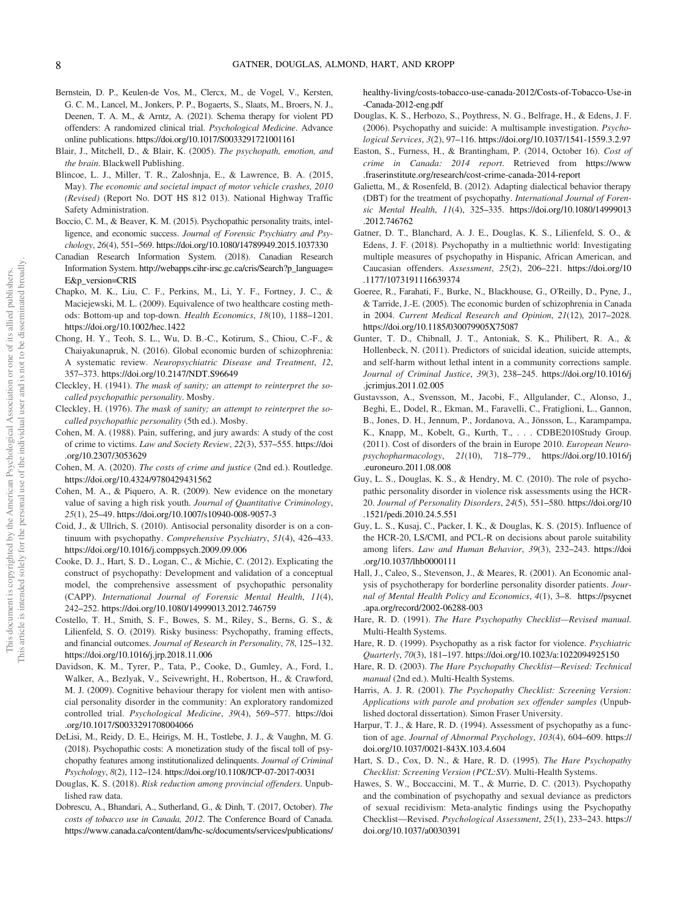Bernstein, D. P., Keulen-de Vos, M., Clercx, M., de Vogel, V., Kersten, G. C. M., Lancel, M., Jonkers, P. P., Bogaerts, S., Slaats, M., Broers, N. J., Deenen, T. A. M., & Arntz, A. (2021). Schema therapy for violent PD offenders: A randomized clinical trial. *Psychological Medicine*. Advance online publications. https://doi.org/10.1017/S0033291721001161

Blair, J., Mitchell, D., & Blair, K. (2005). *The psychopath, emotion, and the brain*. Blackwell Publishing.

Blincoe, L. J., Miller, T. R., Zaloshnja, E., & Lawrence, B. A. (2015, May). *The economic and societal impact of motor vehicle crashes, 2010 (Revised)* (Report No. DOT HS 812 013). National Highway Traffic Safety Administration.

Boccio, C. M., & Beaver, K. M. (2015). Psychopathic personality traits, intelligence, and economic success. *Journal of Forensic Psychiatry and Psychology*, *26*(4), 551–569. https://doi.org/10.1080/14789949.2015.1037330

Canadian Research Information System. (2018). Canadian Research Information System. http://webapps.cihr-irsc.gc.ca/cris/Search?p_language=E&p_version=CRIS

Chapko, M. K., Liu, C. F., Perkins, M., Li, Y. F., Fortney, J. C., & Maciejewski, M. L. (2009). Equivalence of two healthcare costing methods: Bottom-up and top-down. *Health Economics*, *18*(10), 1188–1201. https://doi.org/10.1002/hec.1422

Chong, H. Y., Teoh, S. L., Wu, D. B.-C., Kotirum, S., Chiou, C.-F., & Chaiyakunapruk, N. (2016). Global economic burden of schizophrenia: A systematic review. *Neuropsychiatric Disease and Treatment*, *12*, 357–373. https://doi.org/10.2147/NDT.S96649

Cleckley, H. (1941). *The mask of sanity; an attempt to reinterpret the so-called psychopathic personality*. Mosby.

Cleckley, H. (1976). *The mask of sanity; an attempt to reinterpret the so-called psychopathic personality* (5th ed.). Mosby.

Cohen, M. A. (1988). Pain, suffering, and jury awards: A study of the cost of crime to victims. *Law and Society Review*, *22*(3), 537–555. https://doi.org/10.2307/3053629

Cohen, M. A. (2020). *The costs of crime and justice* (2nd ed.). Routledge. https://doi.org/10.4324/9780429431562

Cohen, M. A., & Piquero, A. R. (2009). New evidence on the monetary value of saving a high risk youth. *Journal of Quantitative Criminology*, *25*(1), 25–49. https://doi.org/10.1007/s10940-008-9057-3

Coid, J., & Ullrich, S. (2010). Antisocial personality disorder is on a continuum with psychopathy. *Comprehensive Psychiatry*, *51*(4), 426–433. https://doi.org/10.1016/j.comppsych.2009.09.006

Cooke, D. J., Hart, S. D., Logan, C., & Michie, C. (2012). Explicating the construct of psychopathy: Development and validation of a conceptual model, the comprehensive assessment of psychopathic personality (CAPP). *International Journal of Forensic Mental Health*, *11*(4), 242–252. https://doi.org/10.1080/14999013.2012.746759

Costello, T. H., Smith, S. F., Bowes, S. M., Riley, S., Berns, G. S., & Lilienfeld, S. O. (2019). Risky business: Psychopathy, framing effects, and financial outcomes. *Journal of Research in Personality*, *78*, 125–132. https://doi.org/10.1016/j.jrp.2018.11.006

Davidson, K. M., Tyrer, P., Tata, P., Cooke, D., Gumley, A., Ford, I., Walker, A., Bezlyak, V., Seivewright, H., Robertson, H., & Crawford, M. J. (2009). Cognitive behaviour therapy for violent men with antisocial personality disorder in the community: An exploratory randomized controlled trial. *Psychological Medicine*, *39*(4), 569–577. https://doi.org/10.1017/S0033291708004066

DeLisi, M., Reidy, D. E., Heirigs, M. H., Tostlebe, J. J., & Vaughn, M. G. (2018). Psychopathic costs: A monetization study of the fiscal toll of psychopathy features among institutionalized delinquents. *Journal of Criminal Psychology*, *8*(2), 112–124. https://doi.org/10.1108/JCP-07-2017-0031

Douglas, K. S. (2018). *Risk reduction among provincial offenders*. Unpublished raw data.

Dobrescu, A., Bhandari, A., Sutherland, G., & Dinh, T. (2017, October). *The costs of tobacco use in Canada, 2012*. The Conference Board of Canada. https://www.canada.ca/content/dam/hc-sc/documents/services/publications/healthy-living/costs-tobacco-use-canada-2012/Costs-of-Tobacco-Use-in-Canada-2012-eng.pdf

Douglas, K. S., Herbozo, S., Poythress, N. G., Belfrage, H., & Edens, J. F. (2006). Psychopathy and suicide: A multisample investigation. *Psychological Services*, *3*(2), 97–116. https://doi.org/10.1037/1541-1559.3.2.97

Easton, S., Furness, H., & Brantingham, P. (2014, October 16). *Cost of crime in Canada: 2014 report*. Retrieved from https://www.fraserinstitute.org/research/cost-crime-canada-2014-report

Galietta, M., & Rosenfeld, B. (2012). Adapting dialectical behavior therapy (DBT) for the treatment of psychopathy. *International Journal of Forensic Mental Health*, *11*(4), 325–335. https://doi.org/10.1080/14999013.2012.746762

Gatner, D. T., Blanchard, A. J. E., Douglas, K. S., Lilienfeld, S. O., & Edens, J. F. (2018). Psychopathy in a multiethnic world: Investigating multiple measures of psychopathy in Hispanic, African American, and Caucasian offenders. *Assessment*, *25*(2), 206–221. https://doi.org/10.1177/1073191116639374

Goeree, R., Farahati, F., Burke, N., Blackhouse, G., O'Reilly, D., Pyne, J., & Tarride, J.-E. (2005). The economic burden of schizophrenia in Canada in 2004. *Current Medical Research and Opinion*, *21*(12), 2017–2028. https://doi.org/10.1185/030079905X75087

Gunter, T. D., Chibnall, J. T., Antoniak, S. K., Philibert, R. A., & Hollenbeck, N. (2011). Predictors of suicidal ideation, suicide attempts, and self-harm without lethal intent in a community corrections sample. *Journal of Criminal Justice*, *39*(3), 238–245. https://doi.org/10.1016/j.jcrimjus.2011.02.005

Gustavsson, A., Svensson, M., Jacobi, F., Allgulander, C., Alonso, J., Beghi, E., Dodel, R., Ekman, M., Faravelli, C., Fratiglioni, L., Gannon, B., Jones, D. H., Jennum, P., Jordanova, A., Jönsson, L., Karampampa, K., Knapp, M., Kobelt, G., Kurth, T., . . . CDBE2010Study Group. (2011). Cost of disorders of the brain in Europe 2010. *European Neuropsychopharmacology*, *21*(10), 718–779., https://doi.org/10.1016/j.euroneuro.2011.08.008

Guy, L. S., Douglas, K. S., & Hendry, M. C. (2010). The role of psychopathic personality disorder in violence risk assessments using the HCR-20. *Journal of Personality Disorders*, *24*(5), 551–580. https://doi.org/10.1521/pedi.2010.24.5.551

Guy, L. S., Kusaj, C., Packer, I. K., & Douglas, K. S. (2015). Influence of the HCR-20, LS/CMI, and PCL-R on decisions about parole suitability among lifers. *Law and Human Behavior*, *39*(3), 232–243. https://doi.org/10.1037/lhb0000111

Hall, J., Caleo, S., Stevenson, J., & Meares, R. (2001). An Economic analysis of psychotherapy for borderline personality disorder patients. *Journal of Mental Health Policy and Economics*, *4*(1), 3–8. https://psycnet.apa.org/record/2002-06288-003

Hare, R. D. (1991). *The Hare Psychopathy Checklist—Revised manual*. Multi-Health Systems.

Hare, R. D. (1999). Psychopathy as a risk factor for violence. *Psychiatric Quarterly*, *70*(3), 181–197. https://doi.org/10.1023/a:1022094925150

Hare, R. D. (2003). *The Hare Psychopathy Checklist—Revised: Technical manual* (2nd ed.). Multi-Health Systems.

Harris, A. J. R. (2001). *The Psychopathy Checklist: Screening Version: Applications with parole and probation sex offender samples* (Unpublished doctoral dissertation). Simon Fraser University.

Harpur, T. J., & Hare, R. D. (1994). Assessment of psychopathy as a function of age. *Journal of Abnormal Psychology*, *103*(4), 604–609. https://doi.org/10.1037/0021-843X.103.4.604

Hart, S. D., Cox, D. N., & Hare, R. D. (1995). *The Hare Psychopathy Checklist: Screening Version (PCL:SV)*. Multi-Health Systems.

Hawes, S. W., Boccaccini, M. T., & Murrie, D. C. (2013). Psychopathy and the combination of psychopathy and sexual deviance as predictors of sexual recidivism: Meta-analytic findings using the Psychopathy Checklist—Revised. *Psychological Assessment*, *25*(1), 233–243. https://doi.org/10.1037/a0030391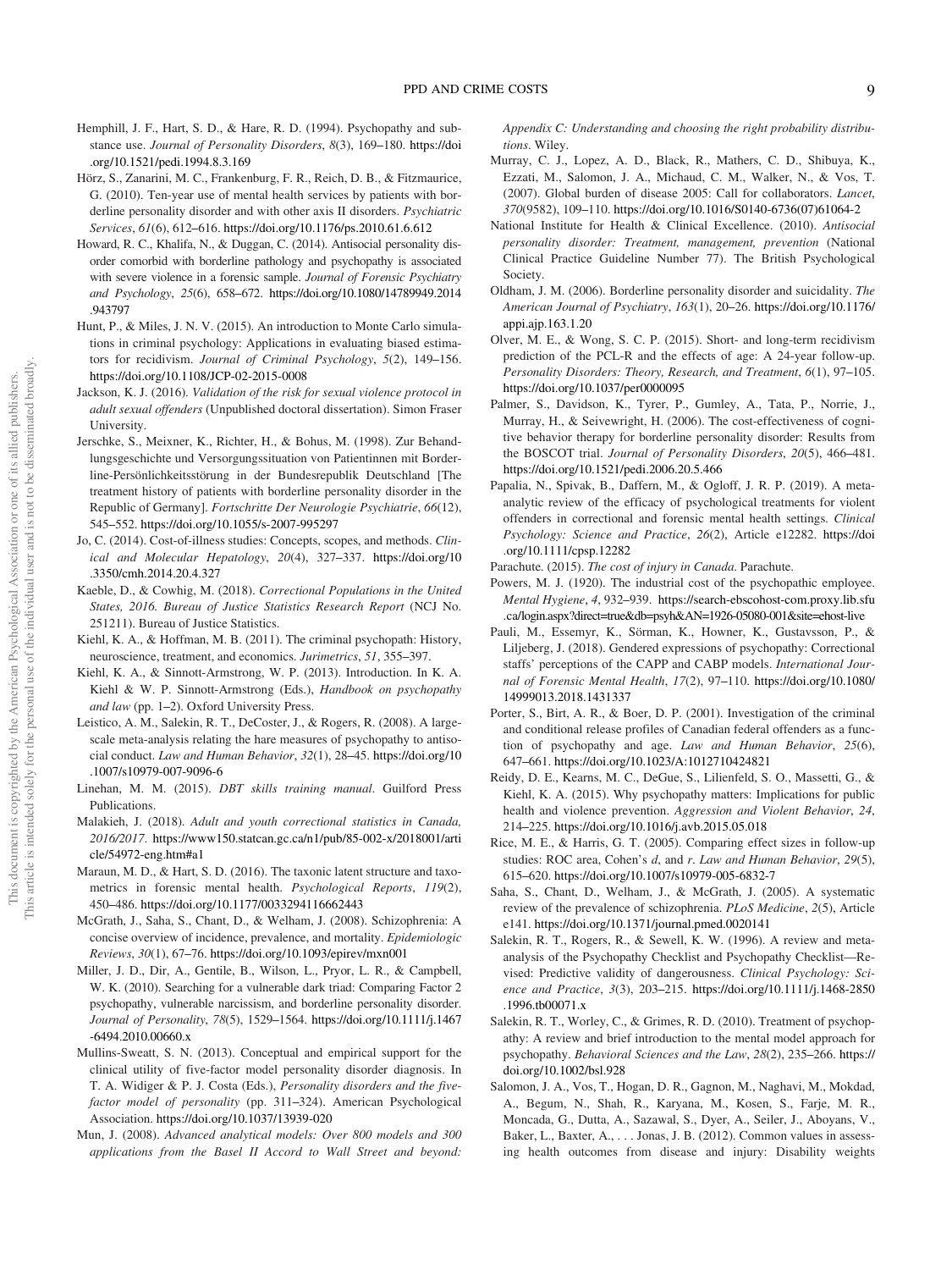Hemphill, J. F., Hart, S. D., & Hare, R. D. (1994). Psychopathy and substance use. *Journal of Personality Disorders*, *8*(3), 169–180. https://doi.org/10.1521/pedi.1994.8.3.169

Hörz, S., Zanarini, M. C., Frankenburg, F. R., Reich, D. B., & Fitzmaurice, G. (2010). Ten-year use of mental health services by patients with borderline personality disorder and with other axis II disorders. *Psychiatric Services*, *61*(6), 612–616. https://doi.org/10.1176/ps.2010.61.6.612

Howard, R. C., Khalifa, N., & Duggan, C. (2014). Antisocial personality disorder comorbid with borderline pathology and psychopathy is associated with severe violence in a forensic sample. *Journal of Forensic Psychiatry and Psychology*, *25*(6), 658–672. https://doi.org/10.1080/14789949.2014.943797

Hunt, P., & Miles, J. N. V. (2015). An introduction to Monte Carlo simulations in criminal psychology: Applications in evaluating biased estimators for recidivism. *Journal of Criminal Psychology*, *5*(2), 149–156. https://doi.org/10.1108/JCP-02-2015-0008

Jackson, K. J. (2016). *Validation of the risk for sexual violence protocol in adult sexual offenders* (Unpublished doctoral dissertation). Simon Fraser University.

Jerschke, S., Meixner, K., Richter, H., & Bohus, M. (1998). Zur Behandlungsgeschichte und Versorgungssituation von Patientinnen mit Borderline-Persönlichkeitsstörung in der Bundesrepublik Deutschland [The treatment history of patients with borderline personality disorder in the Republic of Germany]. *Fortschritte Der Neurologie Psychiatrie*, *66*(12), 545–552. https://doi.org/10.1055/s-2007-995297

Jo, C. (2014). Cost-of-illness studies: Concepts, scopes, and methods. *Clinical and Molecular Hepatology*, *20*(4), 327–337. https://doi.org/10.3350/cmh.2014.20.4.327

Kaeble, D., & Cowhig, M. (2018). *Correctional Populations in the United States, 2016. Bureau of Justice Statistics Research Report* (NCJ No. 251211). Bureau of Justice Statistics.

Kiehl, K. A., & Hoffman, M. B. (2011). The criminal psychopath: History, neuroscience, treatment, and economics. *Jurimetrics*, *51*, 355–397.

Kiehl, K. A., & Sinnott-Armstrong, W. P. (2013). Introduction. In K. A. Kiehl & W. P. Sinnott-Armstrong (Eds.), *Handbook on psychopathy and law* (pp. 1–2). Oxford University Press.

Leistico, A. M., Salekin, R. T., DeCoster, J., & Rogers, R. (2008). A large-scale meta-analysis relating the hare measures of psychopathy to antisocial conduct. *Law and Human Behavior*, *32*(1), 28–45. https://doi.org/10.1007/s10979-007-9096-6

Linehan, M. M. (2015). *DBT skills training manual*. Guilford Press Publications.

Malakieh, J. (2018). *Adult and youth correctional statistics in Canada, 2016/2017*. https://www150.statcan.gc.ca/n1/pub/85-002-x/2018001/article/54972-eng.htm#a1

Maraun, M. D., & Hart, S. D. (2016). The taxonic latent structure and taxometrics in forensic mental health. *Psychological Reports*, *119*(2), 450–486. https://doi.org/10.1177/0033294116662443

McGrath, J., Saha, S., Chant, D., & Welham, J. (2008). Schizophrenia: A concise overview of incidence, prevalence, and mortality. *Epidemiologic Reviews*, *30*(1), 67–76. https://doi.org/10.1093/epirev/mxn001

Miller, J. D., Dir, A., Gentile, B., Wilson, L., Pryor, L. R., & Campbell, W. K. (2010). Searching for a vulnerable dark triad: Comparing Factor 2 psychopathy, vulnerable narcissism, and borderline personality disorder. *Journal of Personality*, *78*(5), 1529–1564. https://doi.org/10.1111/j.1467-6494.2010.00660.x

Mullins-Sweatt, S. N. (2013). Conceptual and empirical support for the clinical utility of five-factor model personality disorder diagnosis. In T. A. Widiger & P. J. Costa (Eds.), *Personality disorders and the five-factor model of personality* (pp. 311–324). American Psychological Association. https://doi.org/10.1037/13939-020

Mun, J. (2008). *Advanced analytical models: Over 800 models and 300 applications from the Basel II Accord to Wall Street and beyond: Appendix C: Understanding and choosing the right probability distributions*. Wiley.

Murray, C. J., Lopez, A. D., Black, R., Mathers, C. D., Shibuya, K., Ezzati, M., Salomon, J. A., Michaud, C. M., Walker, N., & Vos, T. (2007). Global burden of disease 2005: Call for collaborators. *Lancet*, *370*(9582), 109–110. https://doi.org/10.1016/S0140-6736(07)61064-2

National Institute for Health & Clinical Excellence. (2010). *Antisocial personality disorder: Treatment, management, prevention* (National Clinical Practice Guideline Number 77). The British Psychological Society.

Oldham, J. M. (2006). Borderline personality disorder and suicidality. *The American Journal of Psychiatry*, *163*(1), 20–26. https://doi.org/10.1176/appi.ajp.163.1.20

Olver, M. E., & Wong, S. C. P. (2015). Short- and long-term recidivism prediction of the PCL-R and the effects of age: A 24-year follow-up. *Personality Disorders: Theory, Research, and Treatment*, *6*(1), 97–105. https://doi.org/10.1037/per0000095

Palmer, S., Davidson, K., Tyrer, P., Gumley, A., Tata, P., Norrie, J., Murray, H., & Seivewright, H. (2006). The cost-effectiveness of cognitive behavior therapy for borderline personality disorder: Results from the BOSCOT trial. *Journal of Personality Disorders*, *20*(5), 466–481. https://doi.org/10.1521/pedi.2006.20.5.466

Papalia, N., Spivak, B., Daffern, M., & Ogloff, J. R. P. (2019). A meta-analytic review of the efficacy of psychological treatments for violent offenders in correctional and forensic mental health settings. *Clinical Psychology: Science and Practice*, *26*(2), Article e12282. https://doi.org/10.1111/cpsp.12282

Parachute. (2015). *The cost of injury in Canada*. Parachute.

Powers, M. J. (1920). The industrial cost of the psychopathic employee. *Mental Hygiene*, *4*, 932–939. https://search-ebscohost-com.proxy.lib.sfu.ca/login.aspx?direct=true&db=psyh&AN=1926-05080-001&site=ehost-live

Pauli, M., Essemyr, K., Sörman, K., Howner, K., Gustavsson, P., & Liljeberg, J. (2018). Gendered expressions of psychopathy: Correctional staffs' perceptions of the CAPP and CABP models. *International Journal of Forensic Mental Health*, *17*(2), 97–110. https://doi.org/10.1080/14999013.2018.1431337

Porter, S., Birt, A. R., & Boer, D. P. (2001). Investigation of the criminal and conditional release profiles of Canadian federal offenders as a function of psychopathy and age. *Law and Human Behavior*, *25*(6), 647–661. https://doi.org/10.1023/A:1012710424821

Reidy, D. E., Kearns, M. C., DeGue, S., Lilienfeld, S. O., Massetti, G., & Kiehl, K. A. (2015). Why psychopathy matters: Implications for public health and violence prevention. *Aggression and Violent Behavior*, *24*, 214–225. https://doi.org/10.1016/j.avb.2015.05.018

Rice, M. E., & Harris, G. T. (2005). Comparing effect sizes in follow-up studies: ROC area, Cohen's *d*, and *r*. *Law and Human Behavior*, *29*(5), 615–620. https://doi.org/10.1007/s10979-005-6832-7

Saha, S., Chant, D., Welham, J., & McGrath, J. (2005). A systematic review of the prevalence of schizophrenia. *PLoS Medicine*, *2*(5), Article e141. https://doi.org/10.1371/journal.pmed.0020141

Salekin, R. T., Rogers, R., & Sewell, K. W. (1996). A review and meta-analysis of the Psychopathy Checklist and Psychopathy Checklist—Revised: Predictive validity of dangerousness. *Clinical Psychology: Science and Practice*, *3*(3), 203–215. https://doi.org/10.1111/j.1468-2850.1996.tb00071.x

Salekin, R. T., Worley, C., & Grimes, R. D. (2010). Treatment of psychopathy: A review and brief introduction to the mental model approach for psychopathy. *Behavioral Sciences and the Law*, *28*(2), 235–266. https://doi.org/10.1002/bsl.928

Salomon, J. A., Vos, T., Hogan, D. R., Gagnon, M., Naghavi, M., Mokdad, A., Begum, N., Shah, R., Karyana, M., Kosen, S., Farje, M. R., Moncada, G., Dutta, A., Sazawal, S., Dyer, A., Seiler, J., Aboyans, V., Baker, L., Baxter, A., . . . Jonas, J. B. (2012). Common values in assessing health outcomes from disease and injury: Disability weights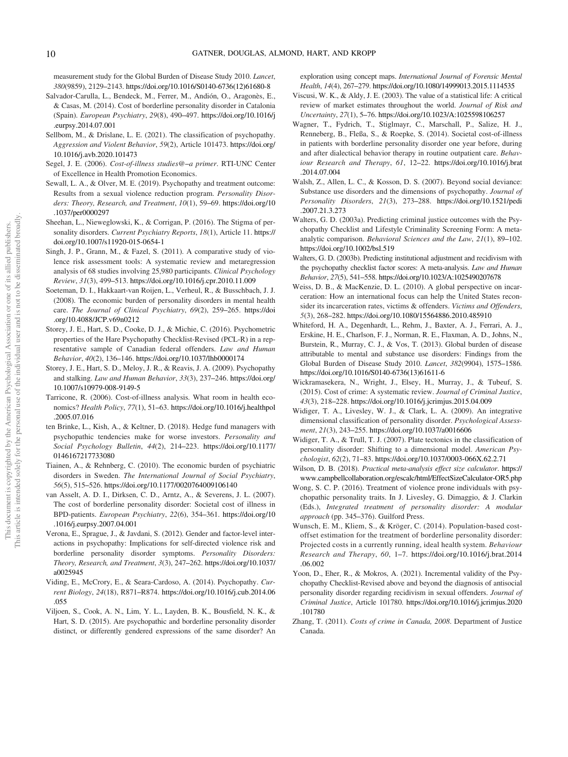measurement study for the Global Burden of Disease Study 2010. *Lancet*, *380*(9859), 2129–2143. https://doi.org/10.1016/S0140-6736(12)61680-8

Salvador-Carulla, L., Bendeck, M., Ferrer, M., Andión, O., Aragonès, E., & Casas, M. (2014). Cost of borderline personality disorder in Catalonia (Spain). *European Psychiatry*, *29*(8), 490–497. https://doi.org/10.1016/j.eurpsy.2014.07.001

Sellbom, M., & Drislane, L. E. (2021). The classification of psychopathy. *Aggression and Violent Behavior*, *59*(2), Article 101473. https://doi.org/10.1016/j.avb.2020.101473

Segel, J. E. (2006). *Cost-of-illness studies@–a primer*. RTI-UNC Center of Excellence in Health Promotion Economics.

Sewall, L. A., & Olver, M. E. (2019). Psychopathy and treatment outcome: Results from a sexual violence reduction program. *Personality Disorders: Theory, Research, and Treatment*, *10*(1), 59–69. https://doi.org/10.1037/per0000297

Sheehan, L., Nieweglowski, K., & Corrigan, P. (2016). The Stigma of personality disorders. *Current Psychiatry Reports*, *18*(1), Article 11. https://doi.org/10.1007/s11920-015-0654-1

Singh, J. P., Grann, M., & Fazel, S. (2011). A comparative study of violence risk assessment tools: A systematic review and metaregression analysis of 68 studies involving 25,980 participants. *Clinical Psychology Review*, *31*(3), 499–513. https://doi.org/10.1016/j.cpr.2010.11.009

Soeteman, D. I., Hakkaart-van Roijen, L., Verheul, R., & Busschbach, J. J. (2008). The economic burden of personality disorders in mental health care. *The Journal of Clinical Psychiatry*, *69*(2), 259–265. https://doi.org/10.4088/JCP.v69n0212

Storey, J. E., Hart, S. D., Cooke, D. J., & Michie, C. (2016). Psychometric properties of the Hare Psychopathy Checklist-Revised (PCL-R) in a representative sample of Canadian federal offenders. *Law and Human Behavior*, *40*(2), 136–146. https://doi.org/10.1037/lhb0000174

Storey, J. E., Hart, S. D., Meloy, J. R., & Reavis, J. A. (2009). Psychopathy and stalking. *Law and Human Behavior*, *33*(3), 237–246. https://doi.org/10.1007/s10979-008-9149-5

Tarricone, R. (2006). Cost-of-illness analysis. What room in health economics? *Health Policy*, *77*(1), 51–63. https://doi.org/10.1016/j.healthpol.2005.07.016

ten Brinke, L., Kish, A., & Keltner, D. (2018). Hedge fund managers with psychopathic tendencies make for worse investors. *Personality and Social Psychology Bulletin*, *44*(2), 214–223. https://doi.org/10.1177/0146167217733080

Tiainen, A., & Rehnberg, C. (2010). The economic burden of psychiatric disorders in Sweden. *The International Journal of Social Psychiatry*, *56*(5), 515–526. https://doi.org/10.1177/0020764009106140

van Asselt, A. D. I., Dirksen, C. D., Arntz, A., & Severens, J. L. (2007). The cost of borderline personality disorder: Societal cost of illness in BPD-patients. *European Psychiatry*, *22*(6), 354–361. https://doi.org/10.1016/j.eurpsy.2007.04.001

Verona, E., Sprague, J., & Javdani, S. (2012). Gender and factor-level interactions in psychopathy: Implications for self-directed violence risk and borderline personality disorder symptoms. *Personality Disorders: Theory, Research, and Treatment*, *3*(3), 247–262. https://doi.org/10.1037/a0025945

Viding, E., McCrory, E., & Seara-Cardoso, A. (2014). Psychopathy. *Current Biology*, *24*(18), R871–R874. https://doi.org/10.1016/j.cub.2014.06.055

Viljoen, S., Cook, A. N., Lim, Y. L., Layden, B. K., Bousfield, N. K., & Hart, S. D. (2015). Are psychopathic and borderline personality disorder distinct, or differently gendered expressions of the same disorder? An exploration using concept maps. *International Journal of Forensic Mental Health*, *14*(4), 267–279. https://doi.org/10.1080/14999013.2015.1114535

Viscusi, W. K., & Aldy, J. E. (2003). The value of a statistical life: A critical review of market estimates throughout the world. *Journal of Risk and Uncertainty*, *27*(1), 5–76. https://doi.org/10.1023/A:1025598106257

Wagner, T., Fydrich, T., Stiglmayr, C., Marschall, P., Salize, H. J., Renneberg, B., Fleßa, S., & Roepke, S. (2014). Societal cost-of-illness in patients with borderline personality disorder one year before, during and after dialectical behavior therapy in routine outpatient care. *Behaviour Research and Therapy*, *61*, 12–22. https://doi.org/10.1016/j.brat.2014.07.004

Walsh, Z., Allen, L. C., & Kosson, D. S. (2007). Beyond social deviance: Substance use disorders and the dimensions of psychopathy. *Journal of Personality Disorders*, *21*(3), 273–288. https://doi.org/10.1521/pedi.2007.21.3.273

Walters, G. D. (2003a). Predicting criminal justice outcomes with the Psychopathy Checklist and Lifestyle Criminality Screening Form: A meta-analytic comparison. *Behavioral Sciences and the Law*, *21*(1), 89–102. https://doi.org/10.1002/bsl.519

Walters, G. D. (2003b). Predicting institutional adjustment and recidivism with the psychopathy checklist factor scores: A meta-analysis. *Law and Human Behavior*, *27*(5), 541–558. https://doi.org/10.1023/A:1025490207678

Weiss, D. B., & MacKenzie, D. L. (2010). A global perspective on incarceration: How an international focus can help the United States reconsider its incarceration rates, victims & offenders. *Victims and Offenders*, *5*(3), 268–282. https://doi.org/10.1080/15564886.2010.485910

Whiteford, H. A., Degenhardt, L., Rehm, J., Baxter, A. J., Ferrari, A. J., Erskine, H. E., Charlson, F. J., Norman, R. E., Flaxman, A. D., Johns, N., Burstein, R., Murray, C. J., & Vos, T. (2013). Global burden of disease attributable to mental and substance use disorders: Findings from the Global Burden of Disease Study 2010. *Lancet*, *382*(9904), 1575–1586. https://doi.org/10.1016/S0140-6736(13)61611-6

Wickramasekera, N., Wright, J., Elsey, H., Murray, J., & Tubeuf, S. (2015). Cost of crime: A systematic review. *Journal of Criminal Justice*, *43*(3), 218–228. https://doi.org/10.1016/j.jcrimjus.2015.04.009

Widiger, T. A., Livesley, W. J., & Clark, L. A. (2009). An integrative dimensional classification of personality disorder. *Psychological Assessment*, *21*(3), 243–255. https://doi.org/10.1037/a0016606

Widiger, T. A., & Trull, T. J. (2007). Plate tectonics in the classification of personality disorder: Shifting to a dimensional model. *American Psychologist*, *62*(2), 71–83. https://doi.org/10.1037/0003-066X.62.2.71

Wilson, D. B. (2018). *Practical meta-analysis effect size calculator*. https://www.campbellcollaboration.org/escalc/html/EffectSizeCalculator-OR5.php

Wong, S. C. P. (2016). Treatment of violence prone individuals with psychopathic personality traits. In J. Livesley, G. Dimaggio, & J. Clarkin (Eds.), *Integrated treatment of personality disorder: A modular approach* (pp. 345–376). Guilford Press.

Wunsch, E. M., Kliem, S., & Kröger, C. (2014). Population-based cost-offset estimation for the treatment of borderline personality disorder: Projected costs in a currently running, ideal health system. *Behaviour Research and Therapy*, *60*, 1–7. https://doi.org/10.1016/j.brat.2014.06.002

Yoon, D., Eher, R., & Mokros, A. (2021). Incremental validity of the Psychopathy Checklist-Revised above and beyond the diagnosis of antisocial personality disorder regarding recidivism in sexual offenders. *Journal of Criminal Justice*, Article 101780. https://doi.org/10.1016/j.jcrimjus.2020.101780

Zhang, T. (2011). *Costs of crime in Canada, 2008*. Department of Justice Canada.